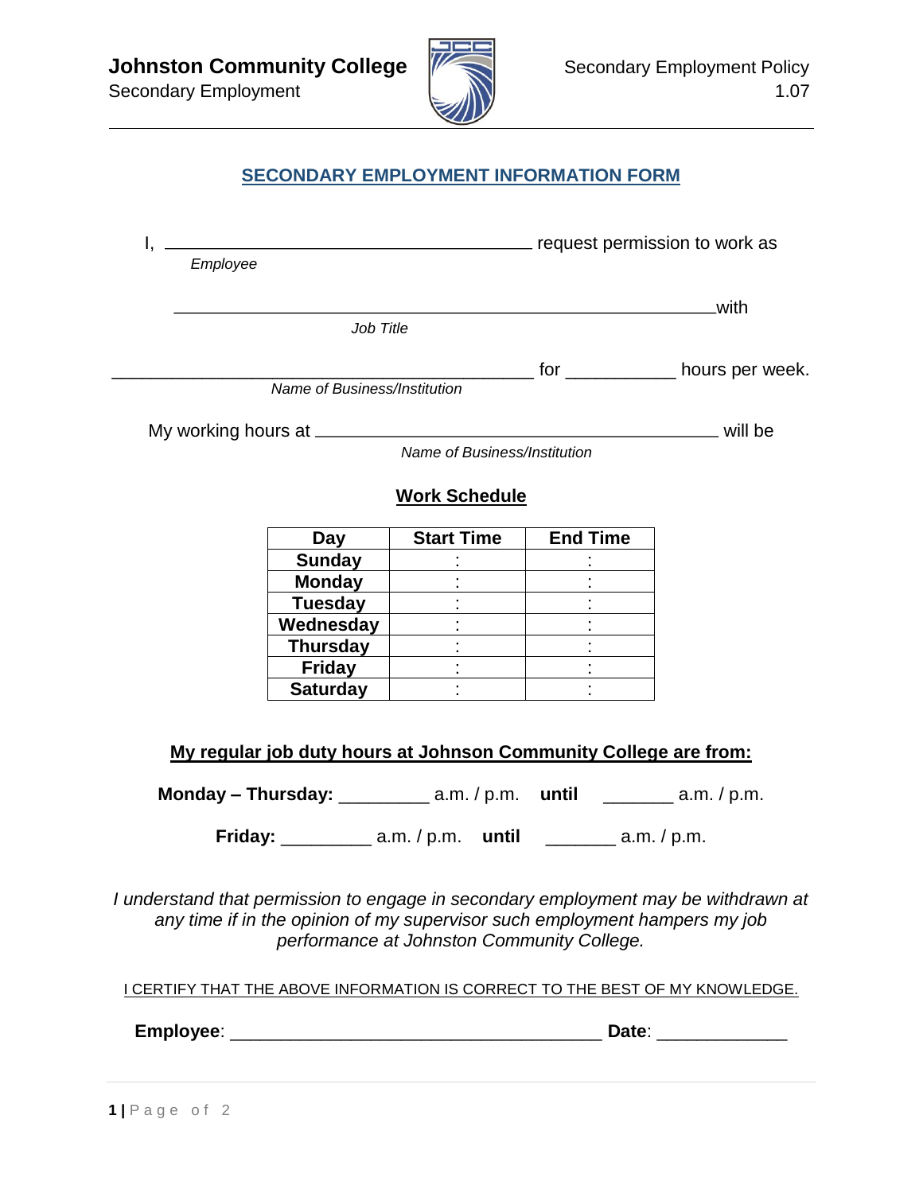# SECONDARY EMPLOYMENT INFORMATION FORM

I, ________________________________________ request permission to work as
*Employee*

____________________________________________________________with
*Job Title*

______________________________________________ for ___________ hours per week.
*Name of Business/Institution*

My working hours at ____________________________________________ will be
*Name of Business/Institution*

## Work Schedule

| Day | Start Time | End Time |
|---|---|---|
| **Sunday** | : | : |
| **Monday** | : | : |
| **Tuesday** | : | : |
| **Wednesday** | : | : |
| **Thursday** | : | : |
| **Friday** | : | : |
| **Saturday** | : | : |

**My regular job duty hours at Johnson Community College are from:**

**Monday – Thursday:** _________ a.m. / p.m. **until** _______ a.m. / p.m.

**Friday:** _________ a.m. / p.m. **until** _______ a.m. / p.m.

*I understand that permission to engage in secondary employment may be withdrawn at any time if in the opinion of my supervisor such employment hampers my job performance at Johnston Community College.*

I CERTIFY THAT THE ABOVE INFORMATION IS CORRECT TO THE BEST OF MY KNOWLEDGE.

**Employee**: _____________________________________ **Date**: _____________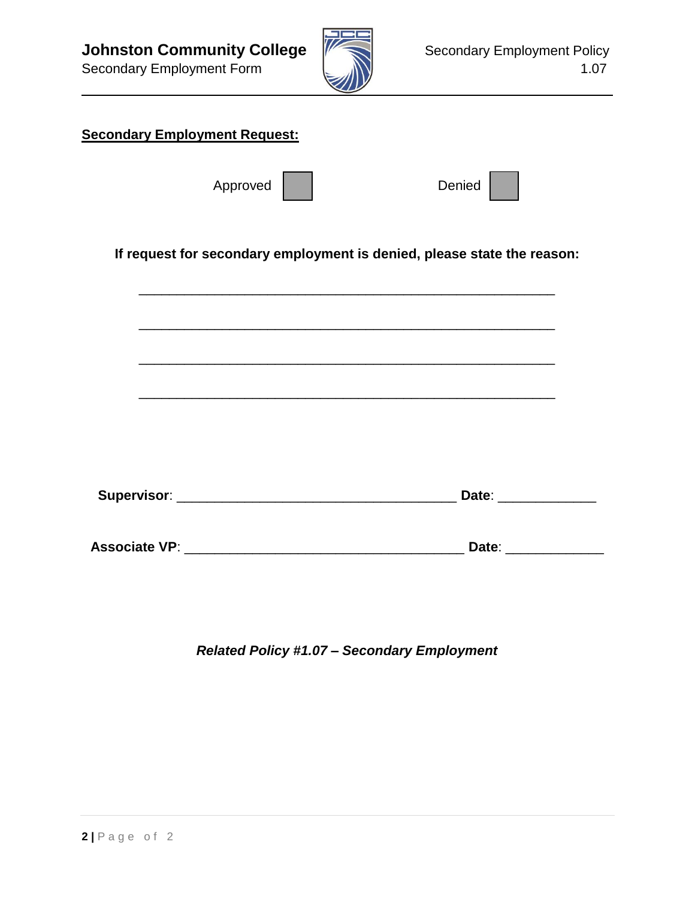**Secondary Employment Request:**

Approved ☐ Denied ☐

**If request for secondary employment is denied, please state the reason:**

\_\_\_\_\_\_\_\_\_\_\_\_\_\_\_\_\_\_\_\_\_\_\_\_\_\_\_\_\_\_\_\_\_\_\_\_\_\_\_\_\_\_\_\_\_\_\_\_\_\_\_\_\_\_\_\_\_\_\_\_

\_\_\_\_\_\_\_\_\_\_\_\_\_\_\_\_\_\_\_\_\_\_\_\_\_\_\_\_\_\_\_\_\_\_\_\_\_\_\_\_\_\_\_\_\_\_\_\_\_\_\_\_\_\_\_\_\_\_\_\_

\_\_\_\_\_\_\_\_\_\_\_\_\_\_\_\_\_\_\_\_\_\_\_\_\_\_\_\_\_\_\_\_\_\_\_\_\_\_\_\_\_\_\_\_\_\_\_\_\_\_\_\_\_\_\_\_\_\_\_\_

\_\_\_\_\_\_\_\_\_\_\_\_\_\_\_\_\_\_\_\_\_\_\_\_\_\_\_\_\_\_\_\_\_\_\_\_\_\_\_\_\_\_\_\_\_\_\_\_\_\_\_\_\_\_\_\_\_\_\_\_

**Supervisor**: \_\_\_\_\_\_\_\_\_\_\_\_\_\_\_\_\_\_\_\_\_\_\_\_\_\_\_\_\_\_\_\_\_\_\_\_\_\_\_\_ **Date**: \_\_\_\_\_\_\_\_\_\_\_\_\_\_

**Associate VP**: \_\_\_\_\_\_\_\_\_\_\_\_\_\_\_\_\_\_\_\_\_\_\_\_\_\_\_\_\_\_\_\_\_\_\_\_\_\_\_\_ **Date**: \_\_\_\_\_\_\_\_\_\_\_\_\_\_

***Related Policy #1.07 – Secondary Employment***